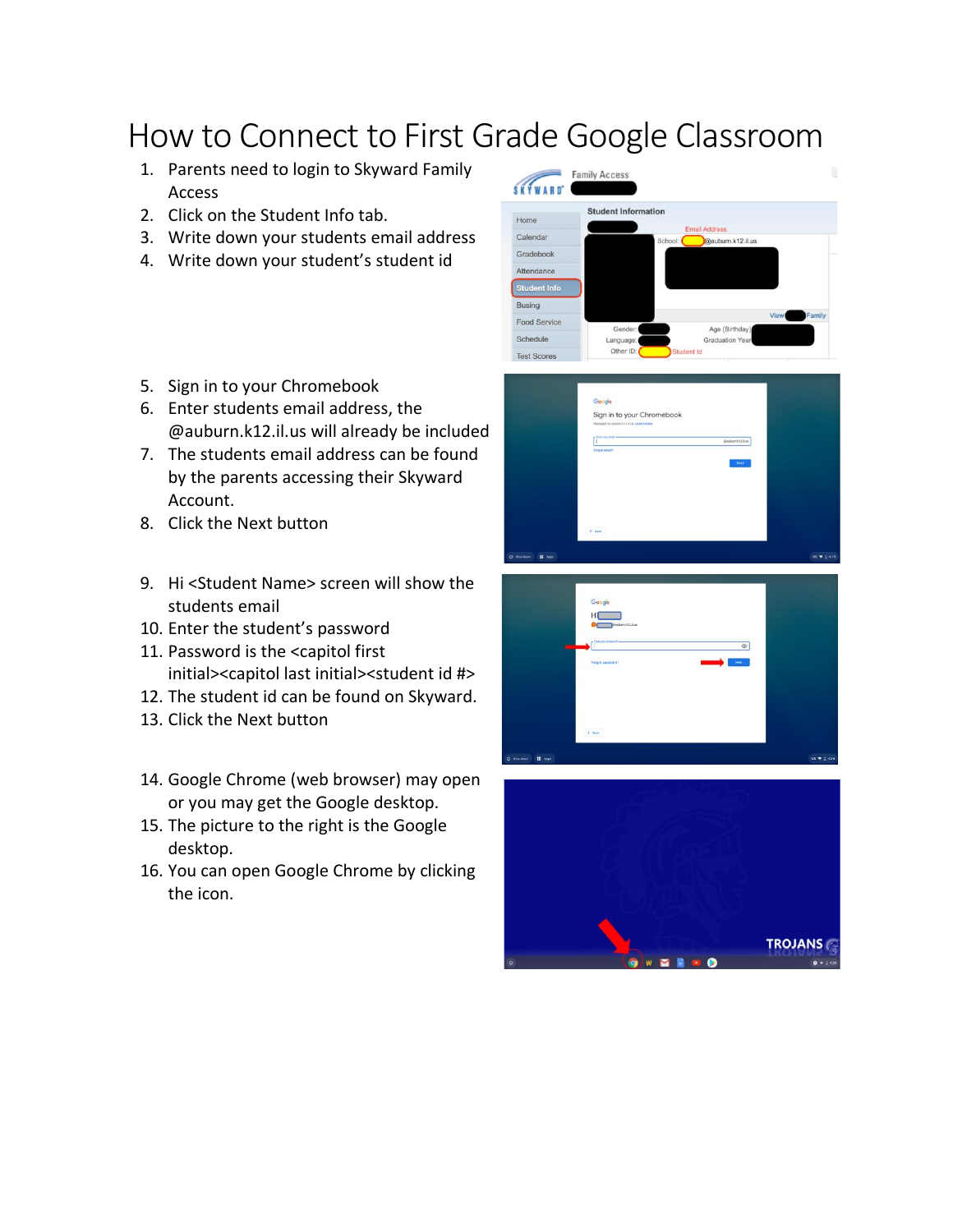# How to Connect to First Grade Google Classroom

1. Parents need to login to Skyward Family Access
2. Click on the Student Info tab.
3. Write down your students email address
4. Write down your student's student id

5. Sign in to your Chromebook
6. Enter students email address, the @auburn.k12.il.us will already be included
7. The students email address can be found by the parents accessing their Skyward Account.
8. Click the Next button

9. Hi <Student Name> screen will show the students email
10. Enter the student's password
11. Password is the <capitol first initial><capitol last initial><student id #>
12. The student id can be found on Skyward.
13. Click the Next button

14. Google Chrome (web browser) may open or you may get the Google desktop.
15. The picture to the right is the Google desktop.
16. You can open Google Chrome by clicking the icon.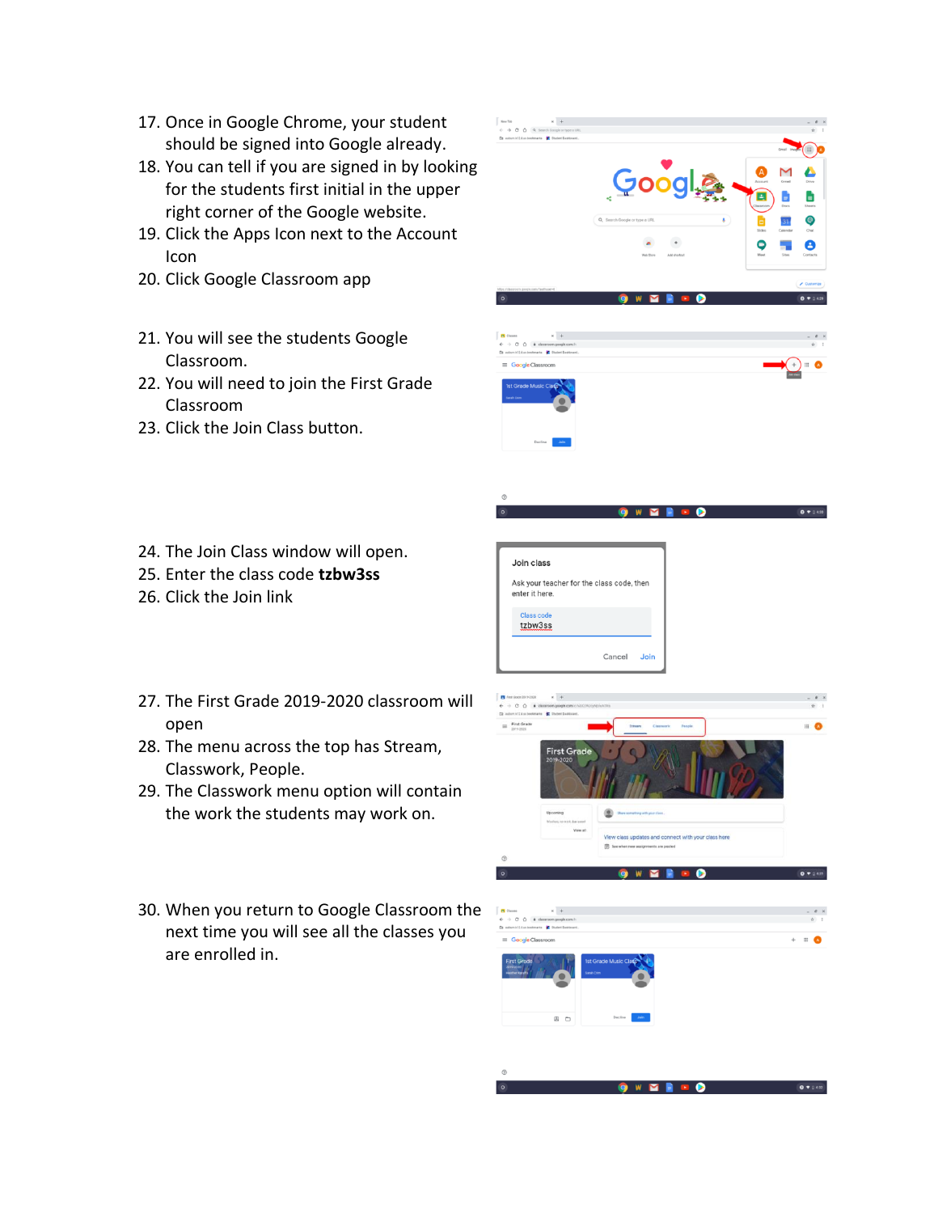17. Once in Google Chrome, your student should be signed into Google already.
18. You can tell if you are signed in by looking for the students first initial in the upper right corner of the Google website.
19. Click the Apps Icon next to the Account Icon
20. Click Google Classroom app

21. You will see the students Google Classroom.
22. You will need to join the First Grade Classroom
23. Click the Join Class button.

24. The Join Class window will open.
25. Enter the class code **tzbw3ss**
26. Click the Join link

27. The First Grade 2019-2020 classroom will open
28. The menu across the top has Stream, Classwork, People.
29. The Classwork menu option will contain the work the students may work on.

30. When you return to Google Classroom the next time you will see all the classes you are enrolled in.